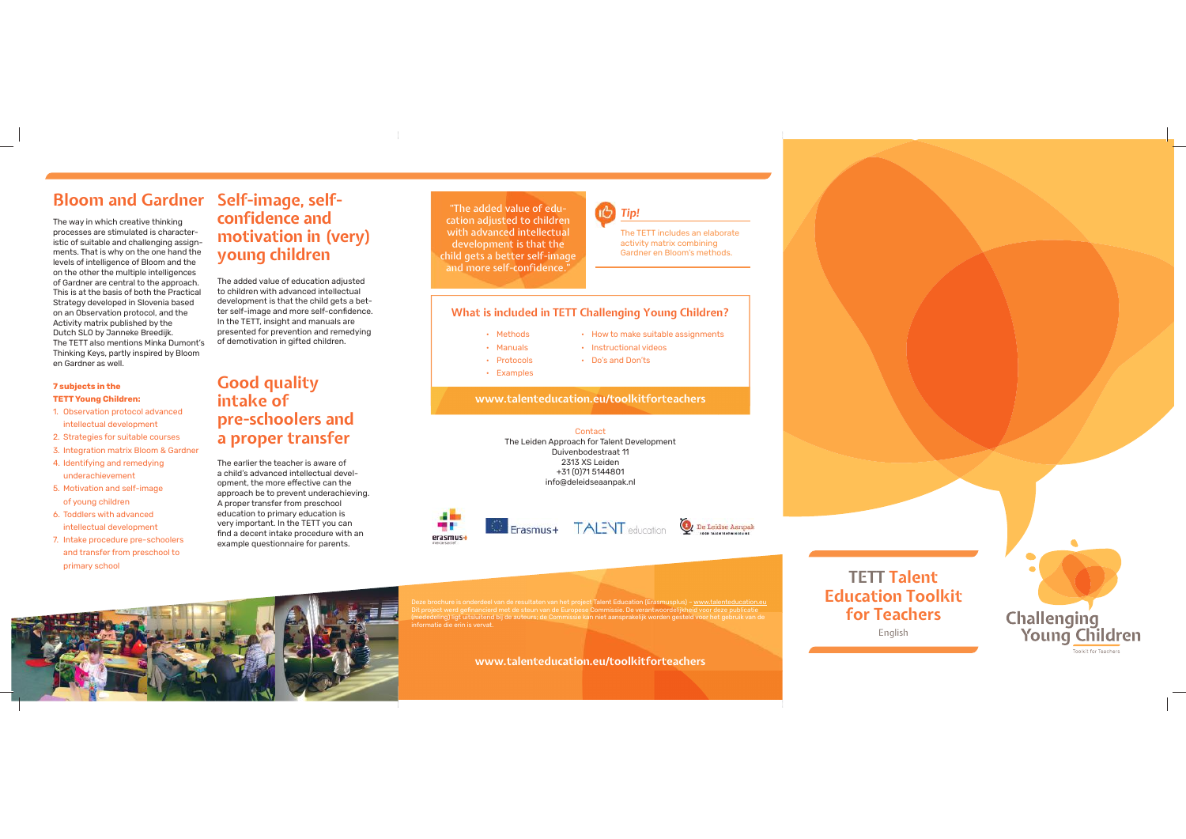## Bloom and Gardner

The way in which creative thinking processes are stimulated is characteristic of suitable and challenging assignments. That is why on the one hand the levels of intelligence of Bloom and the on the other the multiple intelligences of Gardner are central to the approach. This is at the basis of both the Practical Strategy developed in Slovenia based on an Observation protocol, and the Activity matrix published by the Dutch SLO by Janneke Breedijk. The TETT also mentions Minka Dumont's Thinking Keys, partly inspired by Bloom en Gardner as well.

**7 subjects in the TETT Young Children:**

1. Observation protocol advanced intellectual development
2. Strategies for suitable courses
3. Integration matrix Bloom & Gardner
4. Identifying and remedying underachievement
5. Motivation and self-image of young children
6. Toddlers with advanced intellectual development
7. Intake procedure pre-schoolers and transfer from preschool to primary school

## Self-image, self-confidence and motivation in (very) young children

The added value of education adjusted to children with advanced intellectual development is that the child gets a better self-image and more self-confidence. In the TETT, insight and manuals are presented for prevention and remedying of demotivation in gifted children.

## Good quality intake of pre-schoolers and a proper transfer

The earlier the teacher is aware of a child's advanced intellectual development, the more effective can the approach be to prevent underachieving. A proper transfer from preschool education to primary education is very important. In the TETT you can find a decent intake procedure with an example questionnaire for parents.

"The added value of education adjusted to children with advanced intellectual development is that the child gets a better self-image and more self-confidence."

*Tip!*

The TETT includes an elaborate activity matrix combining Gardner en Bloom's methods.

### What is included in TETT Challenging Young Children?

- Methods
- Manuals
- Protocols
- Examples
- How to make suitable assignments
- Instructional videos
- Do's and Don'ts

**www.talenteducation.eu/toolkitforteachers**

Contact
The Leiden Approach for Talent Development
Duivenbodestraat 11
2313 XS Leiden
+31 (0)71 5144801
info@deleidseaanpak.nl

erasmus+ | Erasmus+ | TALENT education | De Leidse Aanpak

Deze brochure is onderdeel van de resultaten van het project Talent Education (Erasmusplus) – www.talenteducation.eu
Dit project werd gefinancierd met de steun van de Europese Commissie. De verantwoordelijkheid voor deze publicatie (mededeling) ligt uitsluitend bij de auteurs; de Commissie kan niet aansprakelijk worden gesteld voor het gebruik van de informatie die erin is vervat.

**www.talenteducation.eu/toolkitforteachers**

# TETT Talent Education Toolkit for Teachers

English

Challenging Young Children

Toolkit for Teachers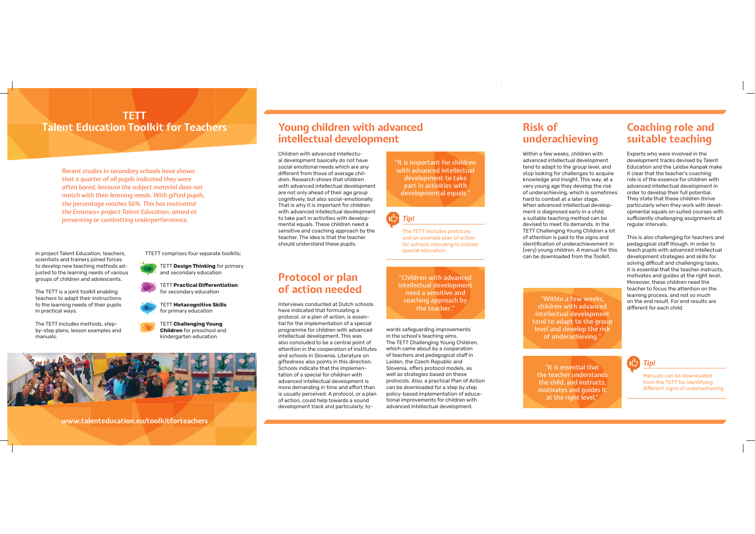# TETT
# Talent Education Toolkit for Teachers

*Recent studies in secondary schools have shown that a quarter of all pupils indicated they were often bored, because the subject material does not match with their learning needs. With gifted pupils, the percentage reaches 56%. This has motivated the Erasmus+ project Talent Education, aimed at preventing or combatting underperformance.*

In project Talent Education, teachers, scientists and trainers joined forces to develop new teaching methods adjusted to the learning needs of various groups of children and adolescents.

The TETT is a joint toolkit enabling teachers to adapt their instructions to the learning needs of their pupils in practical ways.

The TETT includes methods, step-by-step plans, lesson examples and manuals.

TTETT comprises four separate toolkits:

- TETT **Design Thinking** for primary and secondary education
- TETT **Practical Differentiation** for secondary education
- TETT **Metacognitive Skills** for primary education
- TETT **Challenging Young Children** for preschool and kindergarten education

**www.talenteducation.eu/toolkitforteachers**

## Young children with advanced intellectual development

Children with advanced intellectual development basically do not have social emotional needs which are any different from those of average children. Research shows that children with advanced intellectual development are not only ahead of their age group cognitively, but also social-emotionally. That is why it is important for children with advanced intellectual development to take part in activities with developmental equals. These children need a sensitive and coaching approach by the teacher. The idea is that the teacher should understand these pupils.

> "It is important for children with advanced intellectual development to take part in activities with developmental equals."

**Tip!**

The TETT includes protocols and an example plan of action for schools intending to initiate special education.

> "Children with advanced intellectual development need a sensitive and coaching approach by the teacher."

## Protocol or plan of action needed

Interviews conducted at Dutch schools have indicated that formulating a protocol, or a plan of action, is essential for the implementation of a special programme for children with advanced intellectual development. This was also concluded to be a central point of attention in the cooperation of institutes and schools in Slovenia. Literature on giftedness also points in this direction. Schools indicate that the implementation of a special for children with advanced intellectual development is more demanding in time and effort than is usually perceived. A protocol, or a plan of action, could help towards a sound development track and particularly, towards safeguarding improvements in the school's teaching aims.

The TETT Challenging Young Children, which came about by a cooperation of teachers and pedagogical staff in Leiden, the Czech Republic and Slovenia, offers protocol models, as well as strategies based on these protocols. Also, a practical Plan of Action can be downloaded for a step by step policy-based implementation of educational improvements for children with advanced intellectual development.

## Risk of underachieving

Within a few weeks, children with advanced intellectual development tend to adapt to the group level, and stop looking for challenges to acquire knowledge and insight. This way, at a very young age they develop the risk of underachieving, which is sometimes hard to combat at a later stage. When advanced intellectual development is diagnosed early in a child, a suitable teaching method can be devised to meet its demands. In the TETT Challenging Young Children a lot of attention is paid to the signs and identification of underachievement in (very) young children. A manual for this can be downloaded from the Toolkit.

> "Within a few weeks, children with advanced intellectual development tend to adapt to the group level and develop the risk of underachieving."

> "It is essential that the teacher understands the child, and instructs, motivates and guides it at the right level."

## Coaching role and suitable teaching

Experts who were involved in the development tracks devised by Talent Education and the Leidse Aanpak make it clear that the teacher's coaching role is of the essence for children with advanced intellectual development in order to develop their full potential. They state that these children thrive particularly when they work with developmental equals on suited courses with sufficiently challenging assignments at regular intervals.

This is also challenging for teachers and pedagogical staff though. In order to teach pupils with advanced intellectual development strategies and skills for solving difficult and challenging tasks, it is essential that the teacher instructs, motivates and guides at the right level. Moreover, these children need the teacher to focus the attention on the learning process, and not so much on the end result. For end results are different for each child.

**Tip!**

Manuals can be downloaded from the TETT for identifying different signs of underachieving.